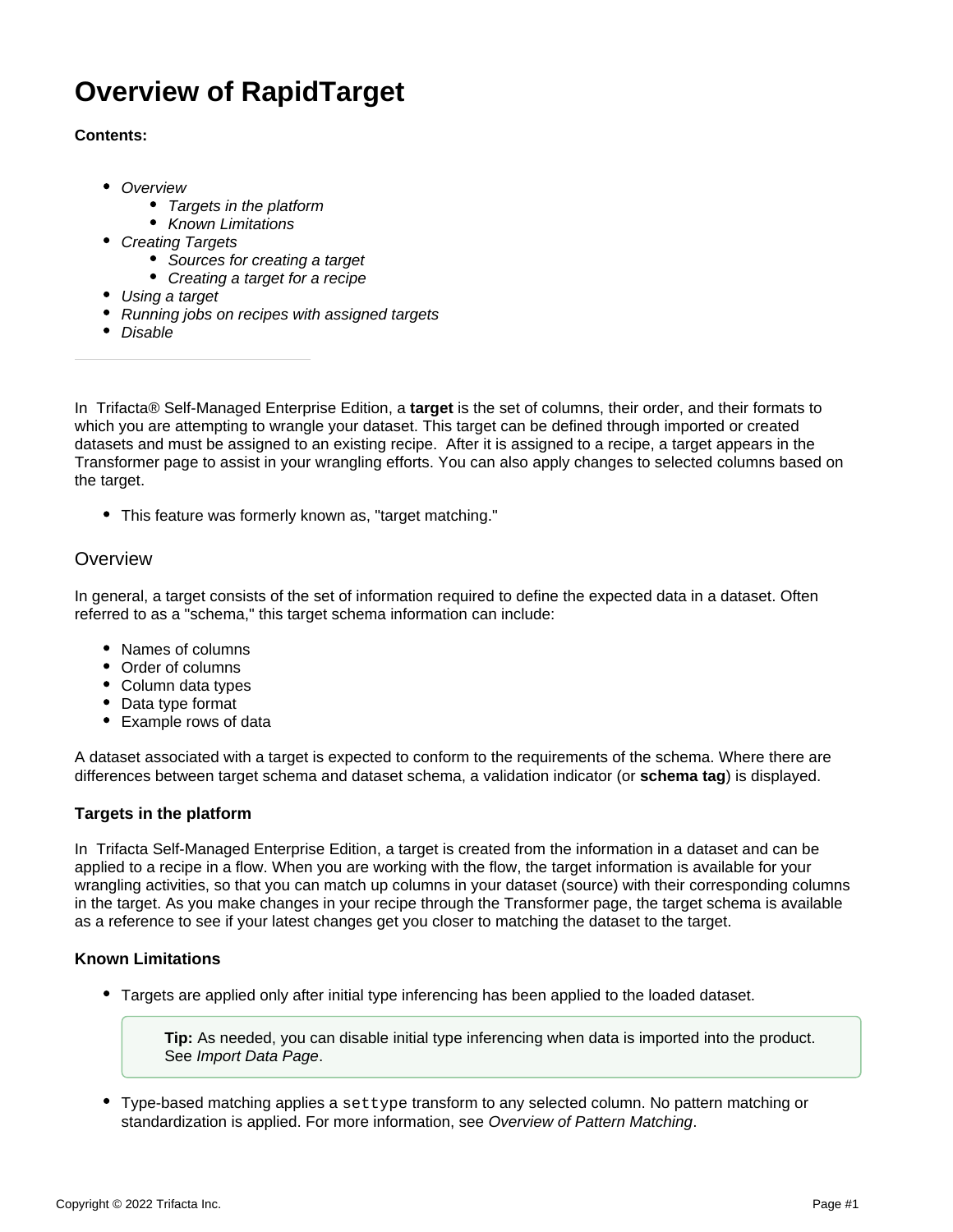# Overview of RapidTarget

**Contents:**

- *Overview*
  - *Targets in the platform*
  - *Known Limitations*
- *Creating Targets*
  - *Sources for creating a target*
  - *Creating a target for a recipe*
- *Using a target*
- *Running jobs on recipes with assigned targets*
- *Disable*

---

In Trifacta® Self-Managed Enterprise Edition, a **target** is the set of columns, their order, and their formats to which you are attempting to wrangle your dataset. This target can be defined through imported or created datasets and must be assigned to an existing recipe. After it is assigned to a recipe, a target appears in the Transformer page to assist in your wrangling efforts. You can also apply changes to selected columns based on the target.

- This feature was formerly known as, "target matching."

## Overview

In general, a target consists of the set of information required to define the expected data in a dataset. Often referred to as a "schema," this target schema information can include:

- Names of columns
- Order of columns
- Column data types
- Data type format
- Example rows of data

A dataset associated with a target is expected to conform to the requirements of the schema. Where there are differences between target schema and dataset schema, a validation indicator (or **schema tag**) is displayed.

### Targets in the platform

In Trifacta Self-Managed Enterprise Edition, a target is created from the information in a dataset and can be applied to a recipe in a flow. When you are working with the flow, the target information is available for your wrangling activities, so that you can match up columns in your dataset (source) with their corresponding columns in the target. As you make changes in your recipe through the Transformer page, the target schema is available as a reference to see if your latest changes get you closer to matching the dataset to the target.

### Known Limitations

- Targets are applied only after initial type inferencing has been applied to the loaded dataset.

  > **Tip:** As needed, you can disable initial type inferencing when data is imported into the product. See *Import Data Page*.

- Type-based matching applies a `settype` transform to any selected column. No pattern matching or standardization is applied. For more information, see *Overview of Pattern Matching*.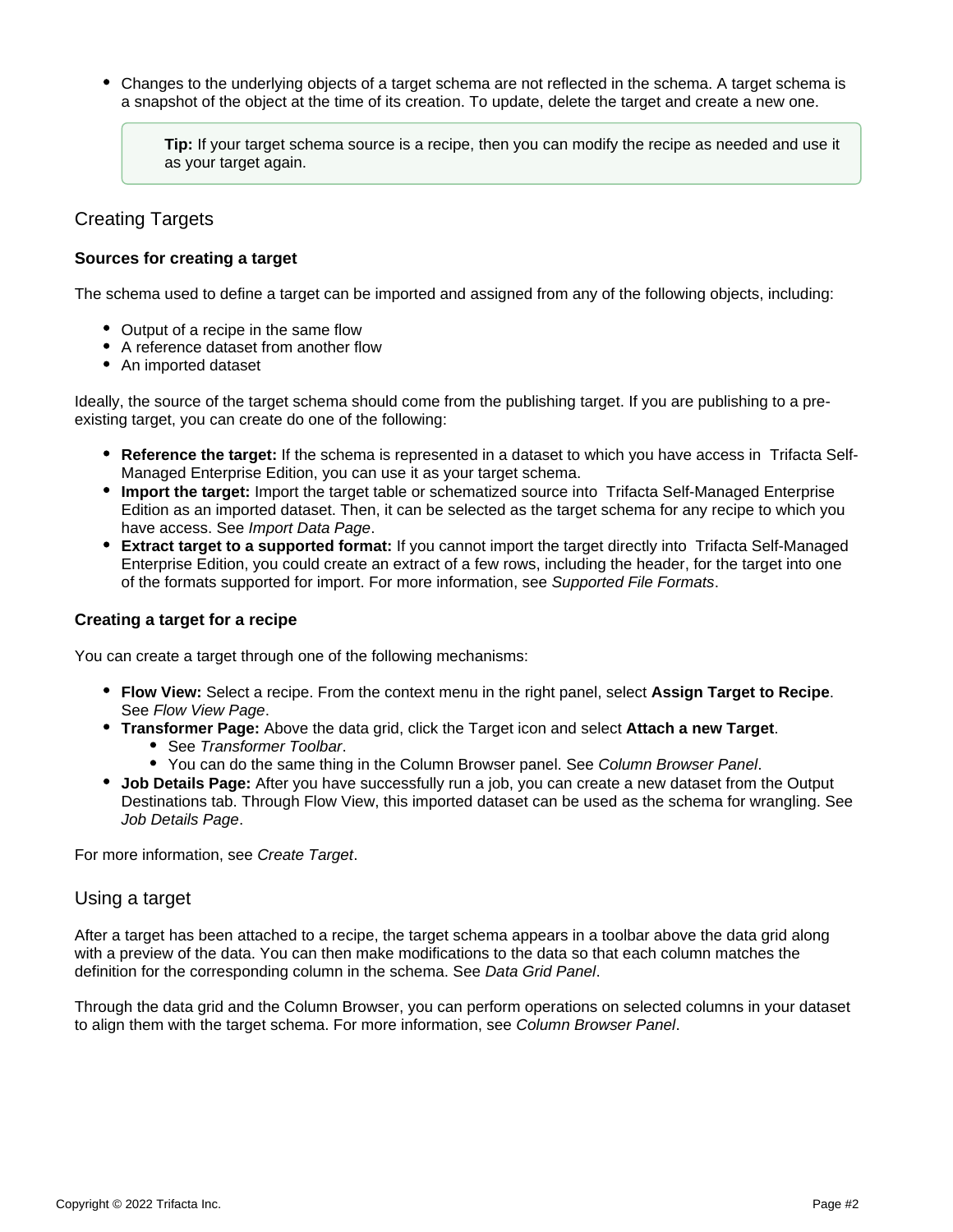- Changes to the underlying objects of a target schema are not reflected in the schema. A target schema is a snapshot of the object at the time of its creation. To update, delete the target and create a new one.

> **Tip:** If your target schema source is a recipe, then you can modify the recipe as needed and use it as your target again.

## Creating Targets

### Sources for creating a target

The schema used to define a target can be imported and assigned from any of the following objects, including:

- Output of a recipe in the same flow
- A reference dataset from another flow
- An imported dataset

Ideally, the source of the target schema should come from the publishing target. If you are publishing to a pre-existing target, you can create do one of the following:

- **Reference the target:** If the schema is represented in a dataset to which you have access in Trifacta Self-Managed Enterprise Edition, you can use it as your target schema.
- **Import the target:** Import the target table or schematized source into Trifacta Self-Managed Enterprise Edition as an imported dataset. Then, it can be selected as the target schema for any recipe to which you have access. See *Import Data Page*.
- **Extract target to a supported format:** If you cannot import the target directly into Trifacta Self-Managed Enterprise Edition, you could create an extract of a few rows, including the header, for the target into one of the formats supported for import. For more information, see *Supported File Formats*.

### Creating a target for a recipe

You can create a target through one of the following mechanisms:

- **Flow View:** Select a recipe. From the context menu in the right panel, select **Assign Target to Recipe**. See *Flow View Page*.
- **Transformer Page:** Above the data grid, click the Target icon and select **Attach a new Target**.
  - See *Transformer Toolbar*.
  - You can do the same thing in the Column Browser panel. See *Column Browser Panel*.
- **Job Details Page:** After you have successfully run a job, you can create a new dataset from the Output Destinations tab. Through Flow View, this imported dataset can be used as the schema for wrangling. See *Job Details Page*.

For more information, see *Create Target*.

## Using a target

After a target has been attached to a recipe, the target schema appears in a toolbar above the data grid along with a preview of the data. You can then make modifications to the data so that each column matches the definition for the corresponding column in the schema. See *Data Grid Panel*.

Through the data grid and the Column Browser, you can perform operations on selected columns in your dataset to align them with the target schema. For more information, see *Column Browser Panel*.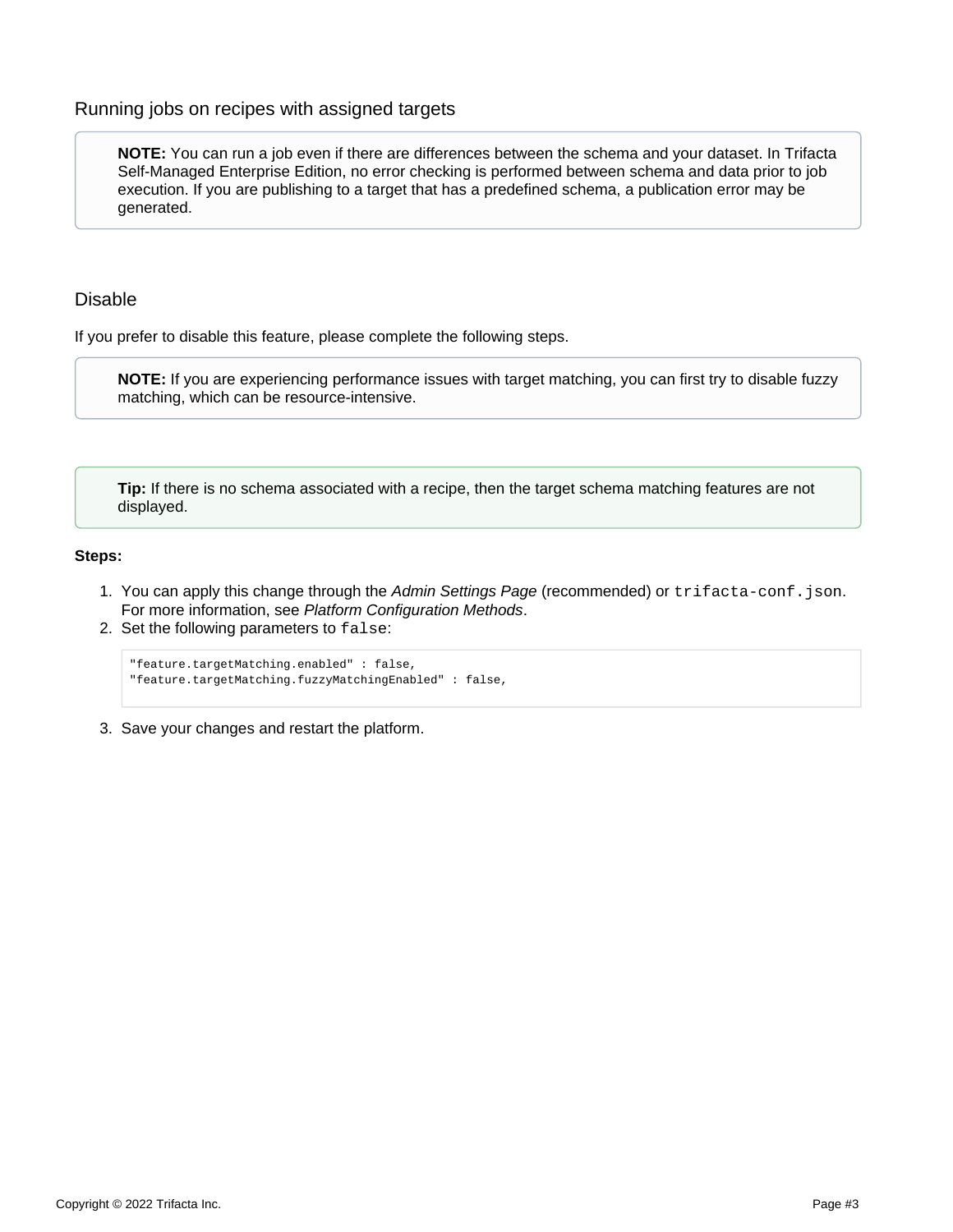### Running jobs on recipes with assigned targets

> **NOTE:** You can run a job even if there are differences between the schema and your dataset. In Trifacta Self-Managed Enterprise Edition, no error checking is performed between schema and data prior to job execution. If you are publishing to a target that has a predefined schema, a publication error may be generated.

### Disable

If you prefer to disable this feature, please complete the following steps.

> **NOTE:** If you are experiencing performance issues with target matching, you can first try to disable fuzzy matching, which can be resource-intensive.

> **Tip:** If there is no schema associated with a recipe, then the target schema matching features are not displayed.

**Steps:**

1. You can apply this change through the *Admin Settings Page* (recommended) or `trifacta-conf.json`. For more information, see *Platform Configuration Methods*.
2. Set the following parameters to `false`:

```
"feature.targetMatching.enabled" : false,
"feature.targetMatching.fuzzyMatchingEnabled" : false,
```

3. Save your changes and restart the platform.